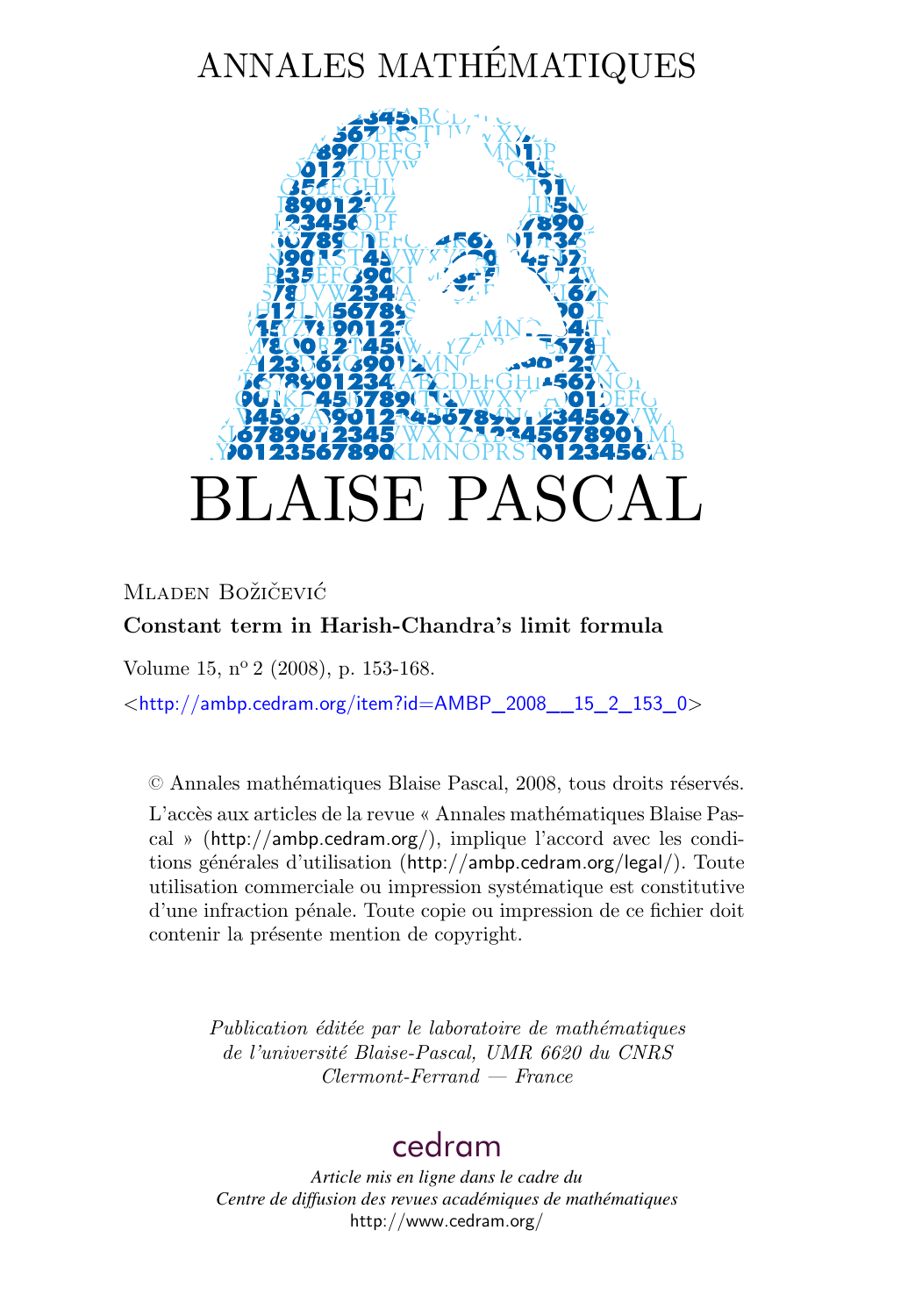# ANNALES MATHÉMATIQUES

# BLAISE PASCAL

Mladen Božičević

**Constant term in Harish-Chandra's limit formula**

Volume 15, n° 2 (2008), p. 153-168.

<http://ambp.cedram.org/item?id=AMBP_2008__15_2_153_0>

© Annales mathématiques Blaise Pascal, 2008, tous droits réservés.

L'accès aux articles de la revue « Annales mathématiques Blaise Pascal » (http://ambp.cedram.org/), implique l'accord avec les conditions générales d'utilisation (http://ambp.cedram.org/legal/). Toute utilisation commerciale ou impression systématique est constitutive d'une infraction pénale. Toute copie ou impression de ce fichier doit contenir la présente mention de copyright.

*Publication éditée par le laboratoire de mathématiques de l'université Blaise-Pascal, UMR 6620 du CNRS Clermont-Ferrand — France*

cedram

*Article mis en ligne dans le cadre du Centre de diffusion des revues académiques de mathématiques*
http://www.cedram.org/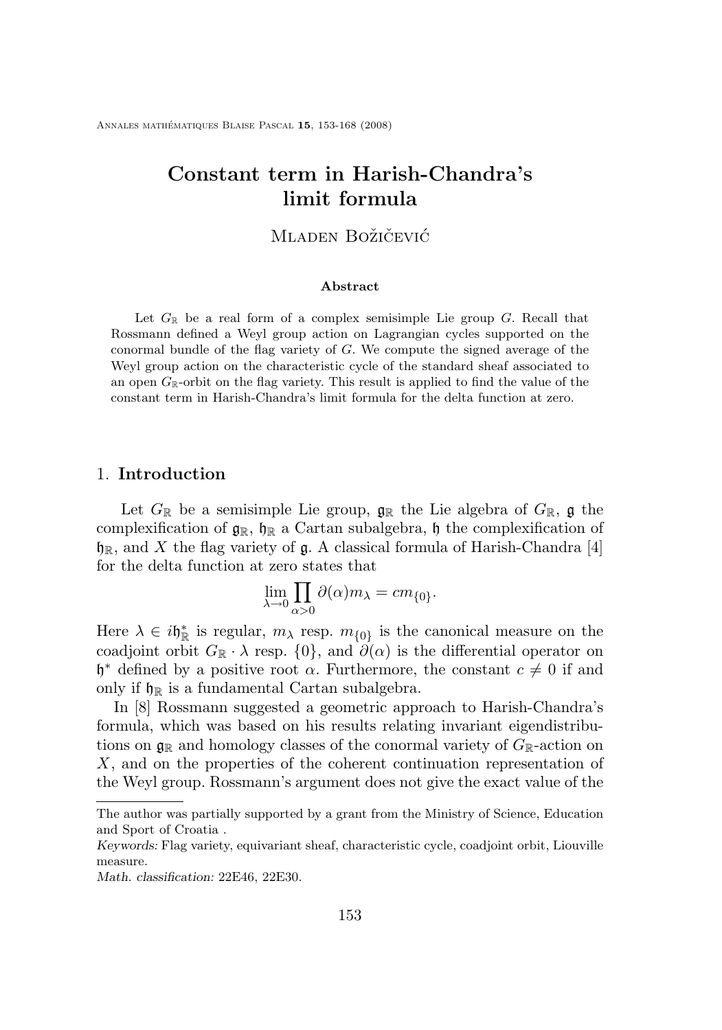# Constant term in Harish-Chandra's limit formula

Mladen Božičević

**Abstract**

Let $G_{\mathbb{R}}$ be a real form of a complex semisimple Lie group $G$. Recall that Rossmann defined a Weyl group action on Lagrangian cycles supported on the conormal bundle of the flag variety of $G$. We compute the signed average of the Weyl group action on the characteristic cycle of the standard sheaf associated to an open $G_{\mathbb{R}}$-orbit on the flag variety. This result is applied to find the value of the constant term in Harish-Chandra's limit formula for the delta function at zero.

## 1. Introduction

Let $G_{\mathbb{R}}$ be a semisimple Lie group, $\mathfrak{g}_{\mathbb{R}}$ the Lie algebra of $G_{\mathbb{R}}$, $\mathfrak{g}$ the complexification of $\mathfrak{g}_{\mathbb{R}}$, $\mathfrak{h}_{\mathbb{R}}$ a Cartan subalgebra, $\mathfrak{h}$ the complexification of $\mathfrak{h}_{\mathbb{R}}$, and $X$ the flag variety of $\mathfrak{g}$. A classical formula of Harish-Chandra [4] for the delta function at zero states that

$$\lim_{\lambda \to 0} \prod_{\alpha > 0} \partial(\alpha) m_{\lambda} = c m_{\{0\}}.$$

Here $\lambda \in i\mathfrak{h}_{\mathbb{R}}^*$ is regular, $m_{\lambda}$ resp. $m_{\{0\}}$ is the canonical measure on the coadjoint orbit $G_{\mathbb{R}} \cdot \lambda$ resp. $\{0\}$, and $\partial(\alpha)$ is the differential operator on $\mathfrak{h}^*$ defined by a positive root $\alpha$. Furthermore, the constant $c \neq 0$ if and only if $\mathfrak{h}_{\mathbb{R}}$ is a fundamental Cartan subalgebra.

In [8] Rossmann suggested a geometric approach to Harish-Chandra's formula, which was based on his results relating invariant eigendistributions on $\mathfrak{g}_{\mathbb{R}}$ and homology classes of the conormal variety of $G_{\mathbb{R}}$-action on $X$, and on the properties of the coherent continuation representation of the Weyl group. Rossmann's argument does not give the exact value of the

---

The author was partially supported by a grant from the Ministry of Science, Education and Sport of Croatia .

*Keywords:* Flag variety, equivariant sheaf, characteristic cycle, coadjoint orbit, Liouville measure.

*Math. classification:* 22E46, 22E30.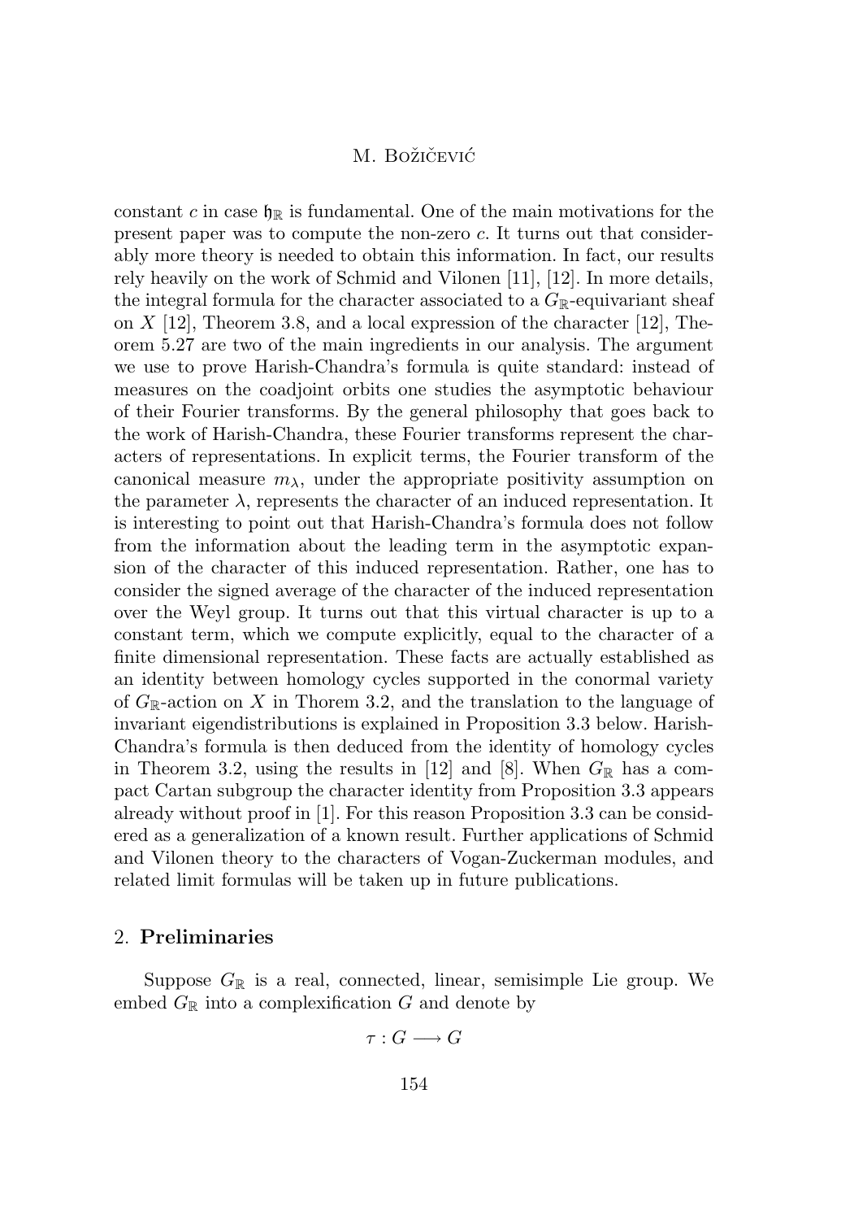constant $c$ in case $\mathfrak{h}_{\mathbb{R}}$ is fundamental. One of the main motivations for the present paper was to compute the non-zero $c$. It turns out that considerably more theory is needed to obtain this information. In fact, our results rely heavily on the work of Schmid and Vilonen [11], [12]. In more details, the integral formula for the character associated to a $G_{\mathbb{R}}$-equivariant sheaf on $X$ [12], Theorem 3.8, and a local expression of the character [12], Theorem 5.27 are two of the main ingredients in our analysis. The argument we use to prove Harish-Chandra's formula is quite standard: instead of measures on the coadjoint orbits one studies the asymptotic behaviour of their Fourier transforms. By the general philosophy that goes back to the work of Harish-Chandra, these Fourier transforms represent the characters of representations. In explicit terms, the Fourier transform of the canonical measure $m_\lambda$, under the appropriate positivity assumption on the parameter $\lambda$, represents the character of an induced representation. It is interesting to point out that Harish-Chandra's formula does not follow from the information about the leading term in the asymptotic expansion of the character of this induced representation. Rather, one has to consider the signed average of the character of the induced representation over the Weyl group. It turns out that this virtual character is up to a constant term, which we compute explicitly, equal to the character of a finite dimensional representation. These facts are actually established as an identity between homology cycles supported in the conormal variety of $G_{\mathbb{R}}$-action on $X$ in Thorem 3.2, and the translation to the language of invariant eigendistributions is explained in Proposition 3.3 below. Harish-Chandra's formula is then deduced from the identity of homology cycles in Theorem 3.2, using the results in [12] and [8]. When $G_{\mathbb{R}}$ has a compact Cartan subgroup the character identity from Proposition 3.3 appears already without proof in [1]. For this reason Proposition 3.3 can be considered as a generalization of a known result. Further applications of Schmid and Vilonen theory to the characters of Vogan-Zuckerman modules, and related limit formulas will be taken up in future publications.

## 2. Preliminaries

Suppose $G_{\mathbb{R}}$ is a real, connected, linear, semisimple Lie group. We embed $G_{\mathbb{R}}$ into a complexification $G$ and denote by

$$\tau : G \longrightarrow G$$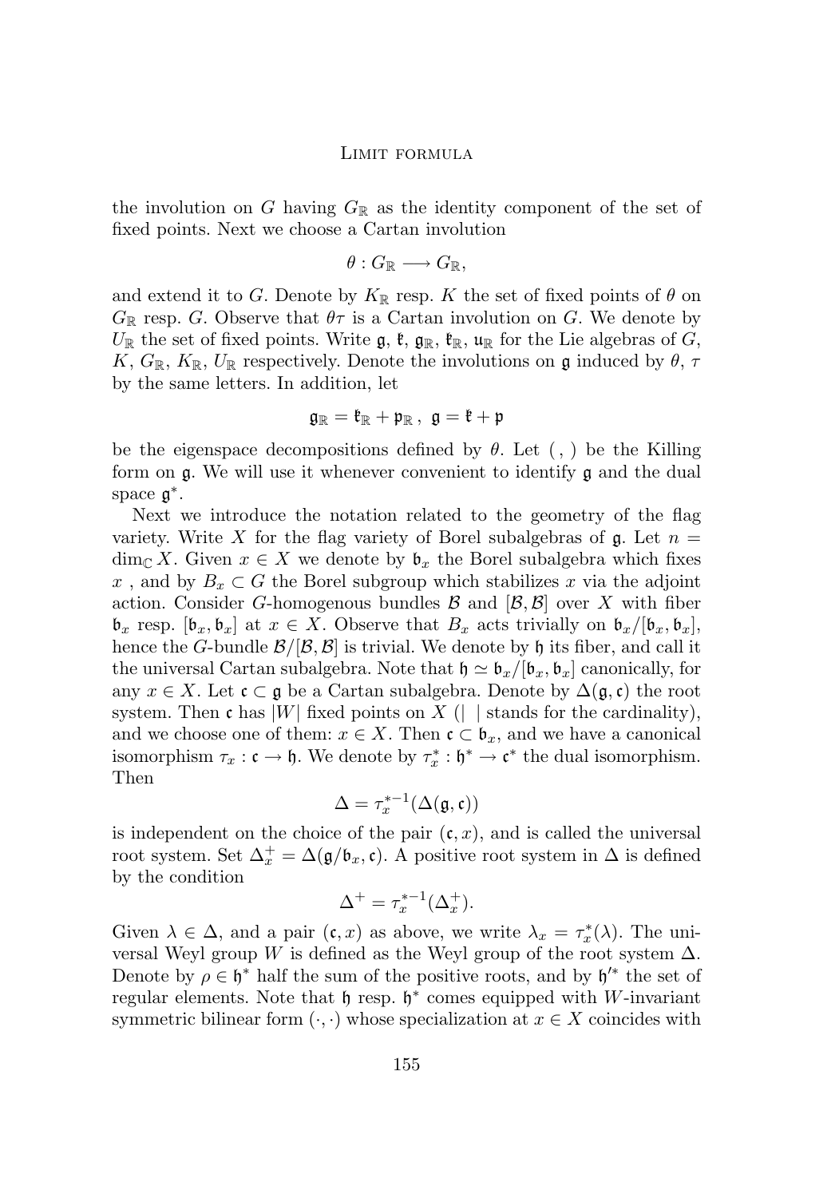the involution on $G$ having $G_{\mathbb{R}}$ as the identity component of the set of fixed points. Next we choose a Cartan involution

$$\theta : G_{\mathbb{R}} \longrightarrow G_{\mathbb{R}},$$

and extend it to $G$. Denote by $K_{\mathbb{R}}$ resp. $K$ the set of fixed points of $\theta$ on $G_{\mathbb{R}}$ resp. $G$. Observe that $\theta\tau$ is a Cartan involution on $G$. We denote by $U_{\mathbb{R}}$ the set of fixed points. Write $\mathfrak{g}$, $\mathfrak{k}$, $\mathfrak{g}_{\mathbb{R}}$, $\mathfrak{k}_{\mathbb{R}}$, $\mathfrak{u}_{\mathbb{R}}$ for the Lie algebras of $G$, $K$, $G_{\mathbb{R}}$, $K_{\mathbb{R}}$, $U_{\mathbb{R}}$ respectively. Denote the involutions on $\mathfrak{g}$ induced by $\theta$, $\tau$ by the same letters. In addition, let

$$\mathfrak{g}_{\mathbb{R}} = \mathfrak{k}_{\mathbb{R}} + \mathfrak{p}_{\mathbb{R}}\,,\ \ \mathfrak{g} = \mathfrak{k} + \mathfrak{p}$$

be the eigenspace decompositions defined by $\theta$. Let $(\ ,\ )$ be the Killing form on $\mathfrak{g}$. We will use it whenever convenient to identify $\mathfrak{g}$ and the dual space $\mathfrak{g}^*$.

Next we introduce the notation related to the geometry of the flag variety. Write $X$ for the flag variety of Borel subalgebras of $\mathfrak{g}$. Let $n = \dim_{\mathbb{C}} X$. Given $x \in X$ we denote by $\mathfrak{b}_x$ the Borel subalgebra which fixes $x$ , and by $B_x \subset G$ the Borel subgroup which stabilizes $x$ via the adjoint action. Consider $G$-homogenous bundles $\mathcal{B}$ and $[\mathcal{B}, \mathcal{B}]$ over $X$ with fiber $\mathfrak{b}_x$ resp. $[\mathfrak{b}_x, \mathfrak{b}_x]$ at $x \in X$. Observe that $B_x$ acts trivially on $\mathfrak{b}_x/[\mathfrak{b}_x, \mathfrak{b}_x]$, hence the $G$-bundle $\mathcal{B}/[\mathcal{B}, \mathcal{B}]$ is trivial. We denote by $\mathfrak{h}$ its fiber, and call it the universal Cartan subalgebra. Note that $\mathfrak{h} \simeq \mathfrak{b}_x/[\mathfrak{b}_x, \mathfrak{b}_x]$ canonically, for any $x \in X$. Let $\mathfrak{c} \subset \mathfrak{g}$ be a Cartan subalgebra. Denote by $\Delta(\mathfrak{g}, \mathfrak{c})$ the root system. Then $\mathfrak{c}$ has $|W|$ fixed points on $X$ ($|\ \ |$ stands for the cardinality), and we choose one of them: $x \in X$. Then $\mathfrak{c} \subset \mathfrak{b}_x$, and we have a canonical isomorphism $\tau_x : \mathfrak{c} \to \mathfrak{h}$. We denote by $\tau_x^* : \mathfrak{h}^* \to \mathfrak{c}^*$ the dual isomorphism. Then

$$\Delta = \tau_x^{*-1}(\Delta(\mathfrak{g}, \mathfrak{c}))$$

is independent on the choice of the pair $(\mathfrak{c}, x)$, and is called the universal root system. Set $\Delta_x^+ = \Delta(\mathfrak{g}/\mathfrak{b}_x, \mathfrak{c})$. A positive root system in $\Delta$ is defined by the condition

$$\Delta^+ = \tau_x^{*-1}(\Delta_x^+).$$

Given $\lambda \in \Delta$, and a pair $(\mathfrak{c}, x)$ as above, we write $\lambda_x = \tau_x^*(\lambda)$. The universal Weyl group $W$ is defined as the Weyl group of the root system $\Delta$. Denote by $\rho \in \mathfrak{h}^*$ half the sum of the positive roots, and by $\mathfrak{h}'^*$ the set of regular elements. Note that $\mathfrak{h}$ resp. $\mathfrak{h}^*$ comes equipped with $W$-invariant symmetric bilinear form $(\cdot, \cdot)$ whose specialization at $x \in X$ coincides with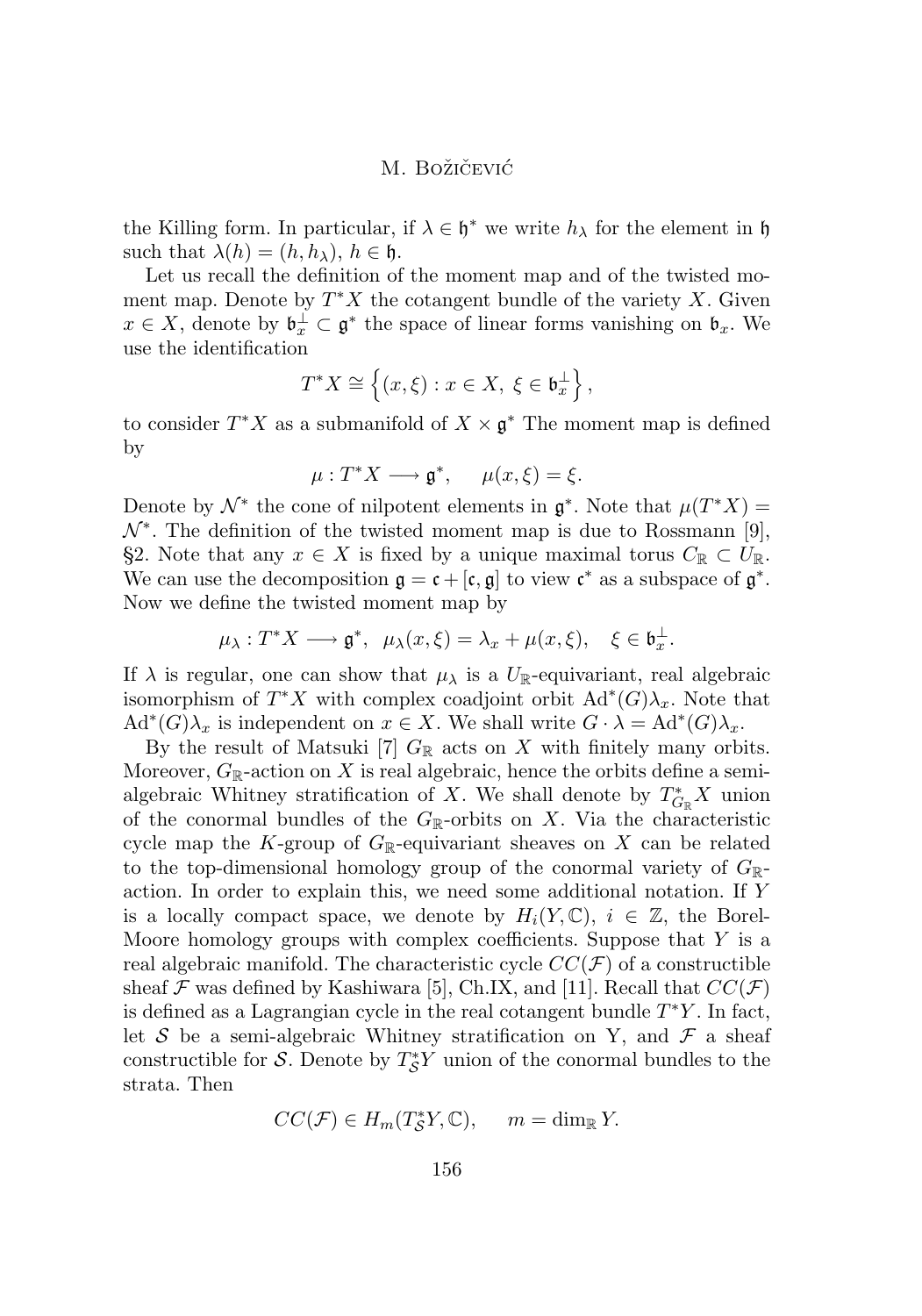the Killing form. In particular, if $\lambda \in \mathfrak{h}^*$ we write $h_\lambda$ for the element in $\mathfrak{h}$ such that $\lambda(h) = (h, h_\lambda)$, $h \in \mathfrak{h}$.

Let us recall the definition of the moment map and of the twisted moment map. Denote by $T^*X$ the cotangent bundle of the variety $X$. Given $x \in X$, denote by $\mathfrak{b}_x^\perp \subset \mathfrak{g}^*$ the space of linear forms vanishing on $\mathfrak{b}_x$. We use the identification

$$T^*X \cong \left\{(x, \xi) : x \in X,\ \xi \in \mathfrak{b}_x^\perp\right\},$$

to consider $T^*X$ as a submanifold of $X \times \mathfrak{g}^*$ The moment map is defined by

$$\mu : T^*X \longrightarrow \mathfrak{g}^*, \qquad \mu(x, \xi) = \xi.$$

Denote by $\mathcal{N}^*$ the cone of nilpotent elements in $\mathfrak{g}^*$. Note that $\mu(T^*X) = \mathcal{N}^*$. The definition of the twisted moment map is due to Rossmann [9], §2. Note that any $x \in X$ is fixed by a unique maximal torus $C_\mathbb{R} \subset U_\mathbb{R}$. We can use the decomposition $\mathfrak{g} = \mathfrak{c} + [\mathfrak{c}, \mathfrak{g}]$ to view $\mathfrak{c}^*$ as a subspace of $\mathfrak{g}^*$. Now we define the twisted moment map by

$$\mu_\lambda : T^*X \longrightarrow \mathfrak{g}^*,\ \ \mu_\lambda(x, \xi) = \lambda_x + \mu(x, \xi), \quad \xi \in \mathfrak{b}_x^\perp.$$

If $\lambda$ is regular, one can show that $\mu_\lambda$ is a $U_\mathbb{R}$-equivariant, real algebraic isomorphism of $T^*X$ with complex coadjoint orbit $\mathrm{Ad}^*(G)\lambda_x$. Note that $\mathrm{Ad}^*(G)\lambda_x$ is independent on $x \in X$. We shall write $G \cdot \lambda = \mathrm{Ad}^*(G)\lambda_x$.

By the result of Matsuki [7] $G_\mathbb{R}$ acts on $X$ with finitely many orbits. Moreover, $G_\mathbb{R}$-action on $X$ is real algebraic, hence the orbits define a semi-algebraic Whitney stratification of $X$. We shall denote by $T^*_{G_\mathbb{R}}X$ union of the conormal bundles of the $G_\mathbb{R}$-orbits on $X$. Via the characteristic cycle map the $K$-group of $G_\mathbb{R}$-equivariant sheaves on $X$ can be related to the top-dimensional homology group of the conormal variety of $G_\mathbb{R}$-action. In order to explain this, we need some additional notation. If $Y$ is a locally compact space, we denote by $H_i(Y, \mathbb{C})$, $i \in \mathbb{Z}$, the Borel-Moore homology groups with complex coefficients. Suppose that $Y$ is a real algebraic manifold. The characteristic cycle $CC(\mathcal{F})$ of a constructible sheaf $\mathcal{F}$ was defined by Kashiwara [5], Ch.IX, and [11]. Recall that $CC(\mathcal{F})$ is defined as a Lagrangian cycle in the real cotangent bundle $T^*Y$. In fact, let $\mathcal{S}$ be a semi-algebraic Whitney stratification on Y, and $\mathcal{F}$ a sheaf constructible for $\mathcal{S}$. Denote by $T^*_\mathcal{S}Y$ union of the conormal bundles to the strata. Then

$$CC(\mathcal{F}) \in H_m(T^*_\mathcal{S}Y, \mathbb{C}), \qquad m = \dim_\mathbb{R} Y.$$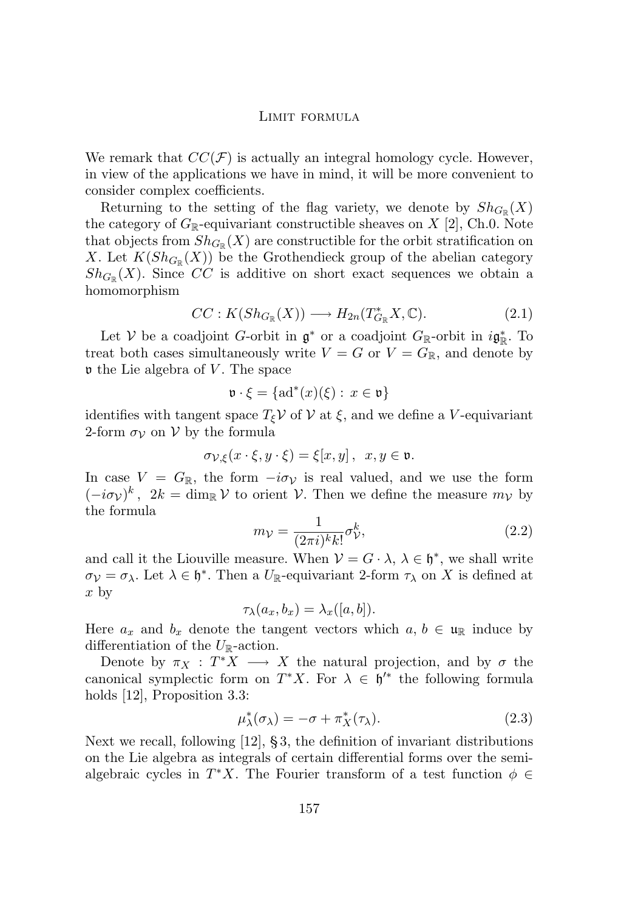We remark that $CC(\mathcal{F})$ is actually an integral homology cycle. However, in view of the applications we have in mind, it will be more convenient to consider complex coefficients.

Returning to the setting of the flag variety, we denote by $Sh_{G_{\mathbb{R}}}(X)$ the category of $G_{\mathbb{R}}$-equivariant constructible sheaves on $X$ [2], Ch.0. Note that objects from $Sh_{G_{\mathbb{R}}}(X)$ are constructible for the orbit stratification on $X$. Let $K(Sh_{G_{\mathbb{R}}}(X))$ be the Grothendieck group of the abelian category $Sh_{G_{\mathbb{R}}}(X)$. Since $CC$ is additive on short exact sequences we obtain a homomorphism

$$CC : K(Sh_{G_{\mathbb{R}}}(X)) \longrightarrow H_{2n}(T^*_{G_{\mathbb{R}}}X, \mathbb{C}). \tag{2.1}$$

Let $\mathcal{V}$ be a coadjoint $G$-orbit in $\mathfrak{g}^*$ or a coadjoint $G_{\mathbb{R}}$-orbit in $i\mathfrak{g}^*_{\mathbb{R}}$. To treat both cases simultaneously write $V = G$ or $V = G_{\mathbb{R}}$, and denote by $\mathfrak{v}$ the Lie algebra of $V$. The space

$$\mathfrak{v} \cdot \xi = \{\mathrm{ad}^*(x)(\xi) : x \in \mathfrak{v}\}$$

identifies with tangent space $T_\xi \mathcal{V}$ of $\mathcal{V}$ at $\xi$, and we define a $V$-equivariant 2-form $\sigma_{\mathcal{V}}$ on $\mathcal{V}$ by the formula

$$\sigma_{\mathcal{V},\xi}(x \cdot \xi, y \cdot \xi) = \xi[x, y]\,, \;\; x, y \in \mathfrak{v}.$$

In case $V = G_{\mathbb{R}}$, the form $-i\sigma_{\mathcal{V}}$ is real valued, and we use the form $(-i\sigma_{\mathcal{V}})^k\,,\;\; 2k = \dim_{\mathbb{R}} \mathcal{V}$ to orient $\mathcal{V}$. Then we define the measure $m_{\mathcal{V}}$ by the formula

$$m_{\mathcal{V}} = \frac{1}{(2\pi i)^k k!}\sigma^k_{\mathcal{V}}, \tag{2.2}$$

and call it the Liouville measure. When $\mathcal{V} = G \cdot \lambda$, $\lambda \in \mathfrak{h}^*$, we shall write $\sigma_{\mathcal{V}} = \sigma_\lambda$. Let $\lambda \in \mathfrak{h}^*$. Then a $U_{\mathbb{R}}$-equivariant 2-form $\tau_\lambda$ on $X$ is defined at $x$ by

$$\tau_\lambda(a_x, b_x) = \lambda_x([a, b]).$$

Here $a_x$ and $b_x$ denote the tangent vectors which $a, b \in \mathfrak{u}_{\mathbb{R}}$ induce by differentiation of the $U_{\mathbb{R}}$-action.

Denote by $\pi_X : T^*X \longrightarrow X$ the natural projection, and by $\sigma$ the canonical symplectic form on $T^*X$. For $\lambda \in \mathfrak{h}'^*$ the following formula holds [12], Proposition 3.3:

$$\mu^*_\lambda(\sigma_\lambda) = -\sigma + \pi^*_X(\tau_\lambda). \tag{2.3}$$

Next we recall, following [12], § 3, the definition of invariant distributions on the Lie algebra as integrals of certain differential forms over the semi-algebraic cycles in $T^*X$. The Fourier transform of a test function $\phi \in$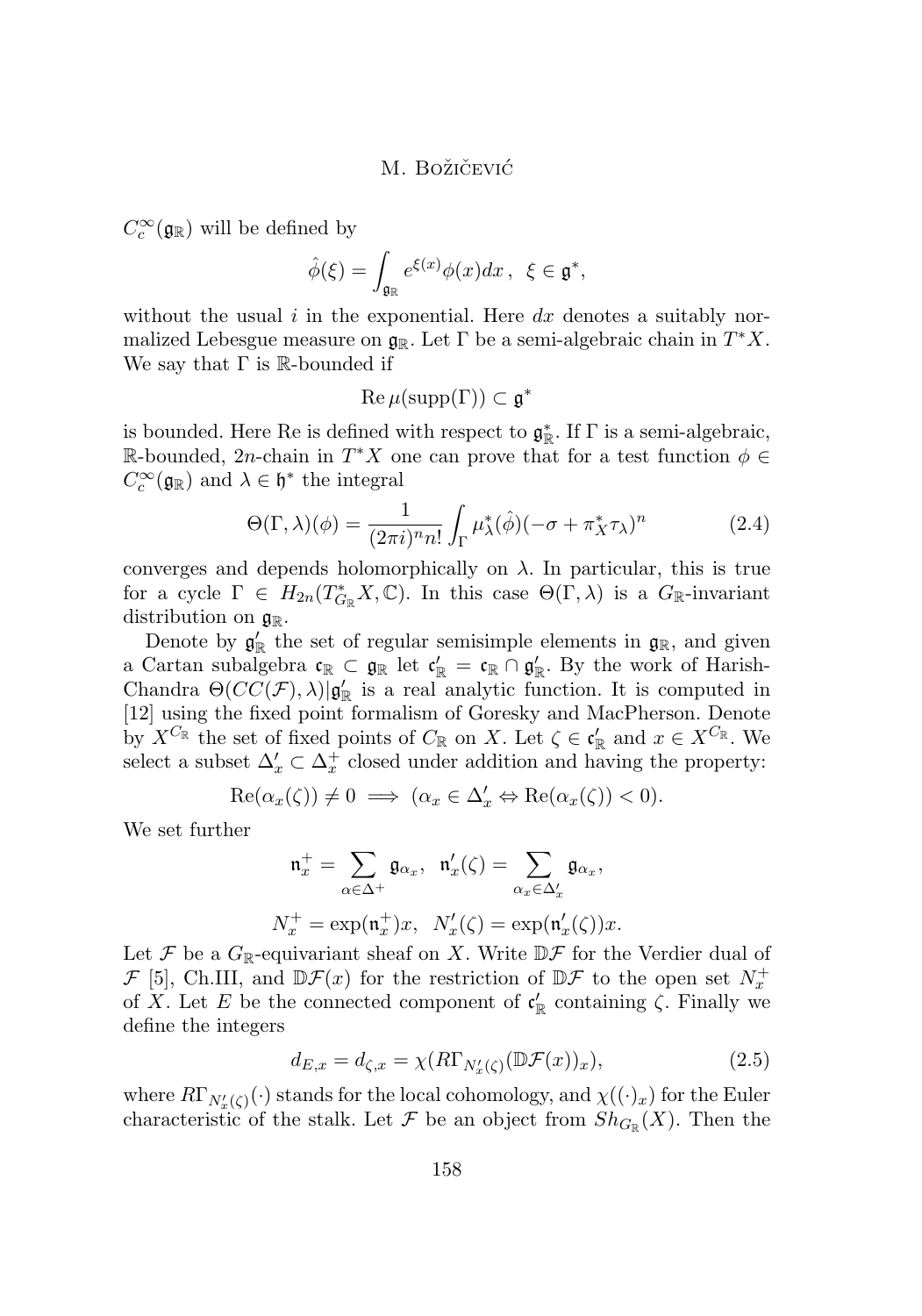$C_c^\infty(\mathfrak{g}_\mathbb{R})$ will be defined by

$$\hat{\phi}(\xi) = \int_{\mathfrak{g}_\mathbb{R}} e^{\xi(x)}\phi(x)dx\,,\ \ \xi \in \mathfrak{g}^*,$$

without the usual $i$ in the exponential. Here $dx$ denotes a suitably normalized Lebesgue measure on $\mathfrak{g}_\mathbb{R}$. Let $\Gamma$ be a semi-algebraic chain in $T^*X$. We say that $\Gamma$ is $\mathbb{R}$-bounded if

$$\operatorname{Re}\mu(\operatorname{supp}(\Gamma)) \subset \mathfrak{g}^*$$

is bounded. Here Re is defined with respect to $\mathfrak{g}_\mathbb{R}^*$. If $\Gamma$ is a semi-algebraic, $\mathbb{R}$-bounded, $2n$-chain in $T^*X$ one can prove that for a test function $\phi \in C_c^\infty(\mathfrak{g}_\mathbb{R})$ and $\lambda \in \mathfrak{h}^*$ the integral

$$\Theta(\Gamma,\lambda)(\phi) = \frac{1}{(2\pi i)^n n!}\int_\Gamma \mu_\lambda^*(\hat{\phi})(-\sigma + \pi_X^*\tau_\lambda)^n \tag{2.4}$$

converges and depends holomorphically on $\lambda$. In particular, this is true for a cycle $\Gamma \in H_{2n}(T^*_{G_\mathbb{R}}X, \mathbb{C})$. In this case $\Theta(\Gamma,\lambda)$ is a $G_\mathbb{R}$-invariant distribution on $\mathfrak{g}_\mathbb{R}$.

Denote by $\mathfrak{g}'_\mathbb{R}$ the set of regular semisimple elements in $\mathfrak{g}_\mathbb{R}$, and given a Cartan subalgebra $\mathfrak{c}_\mathbb{R} \subset \mathfrak{g}_\mathbb{R}$ let $\mathfrak{c}'_\mathbb{R} = \mathfrak{c}_\mathbb{R} \cap \mathfrak{g}'_\mathbb{R}$. By the work of Harish-Chandra $\Theta(CC(\mathcal{F}),\lambda)|\mathfrak{g}'_\mathbb{R}$ is a real analytic function. It is computed in [12] using the fixed point formalism of Goresky and MacPherson. Denote by $X^{C_\mathbb{R}}$ the set of fixed points of $C_\mathbb{R}$ on $X$. Let $\zeta \in \mathfrak{c}'_\mathbb{R}$ and $x \in X^{C_\mathbb{R}}$. We select a subset $\Delta'_x \subset \Delta^+_x$ closed under addition and having the property:

$$\operatorname{Re}(\alpha_x(\zeta)) \neq 0 \implies (\alpha_x \in \Delta'_x \Leftrightarrow \operatorname{Re}(\alpha_x(\zeta)) < 0).$$

We set further

$$\mathfrak{n}_x^+ = \sum_{\alpha\in\Delta^+}\mathfrak{g}_{\alpha_x},\ \ \mathfrak{n}'_x(\zeta) = \sum_{\alpha_x\in\Delta'_x}\mathfrak{g}_{\alpha_x},$$

$$N_x^+ = \exp(\mathfrak{n}_x^+)x,\ \ N'_x(\zeta) = \exp(\mathfrak{n}'_x(\zeta))x.$$

Let $\mathcal{F}$ be a $G_\mathbb{R}$-equivariant sheaf on $X$. Write $\mathbb{D}\mathcal{F}$ for the Verdier dual of $\mathcal{F}$ [5], Ch.III, and $\mathbb{D}\mathcal{F}(x)$ for the restriction of $\mathbb{D}\mathcal{F}$ to the open set $N_x^+$ of $X$. Let $E$ be the connected component of $\mathfrak{c}'_\mathbb{R}$ containing $\zeta$. Finally we define the integers

$$d_{E,x} = d_{\zeta,x} = \chi(R\Gamma_{N'_x(\zeta)}(\mathbb{D}\mathcal{F}(x))_x), \tag{2.5}$$

where $R\Gamma_{N'_x(\zeta)}(\cdot)$ stands for the local cohomology, and $\chi((\cdot)_x)$ for the Euler characteristic of the stalk. Let $\mathcal{F}$ be an object from $Sh_{G_\mathbb{R}}(X)$. Then the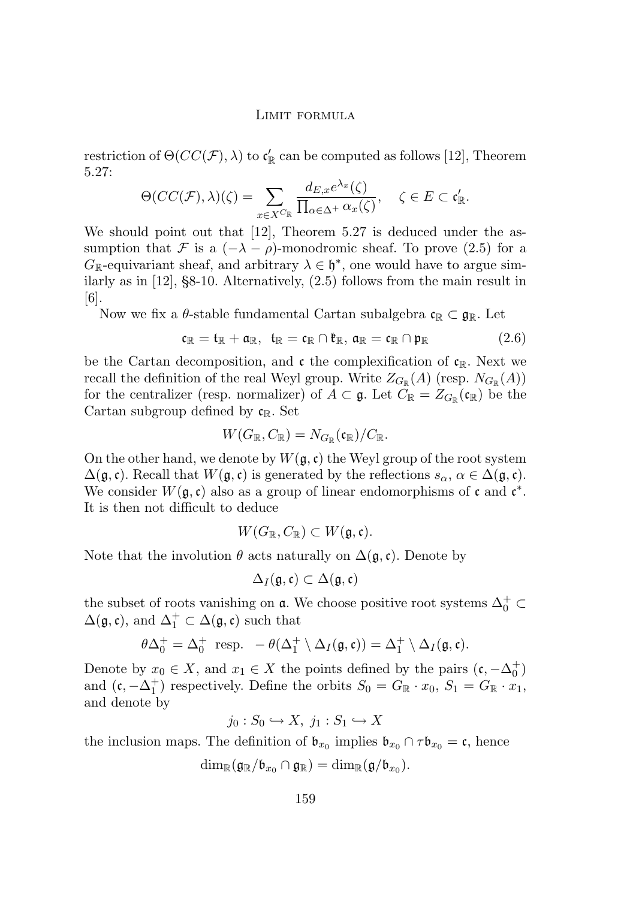restriction of $\Theta(CC(\mathcal{F}), \lambda)$ to $\mathfrak{c}'_{\mathbb{R}}$ can be computed as follows [12], Theorem 5.27:

$$\Theta(CC(\mathcal{F}), \lambda)(\zeta) = \sum_{x \in X^{C_{\mathbb{R}}}} \frac{d_{E,x} e^{\lambda_x}(\zeta)}{\prod_{\alpha \in \Delta^+} \alpha_x(\zeta)}, \quad \zeta \in E \subset \mathfrak{c}'_{\mathbb{R}}.$$

We should point out that [12], Theorem 5.27 is deduced under the assumption that $\mathcal{F}$ is a $(-\lambda - \rho)$-monodromic sheaf. To prove (2.5) for a $G_{\mathbb{R}}$-equivariant sheaf, and arbitrary $\lambda \in \mathfrak{h}^*$, one would have to argue similarly as in [12], §8-10. Alternatively, (2.5) follows from the main result in [6].

Now we fix a $\theta$-stable fundamental Cartan subalgebra $\mathfrak{c}_{\mathbb{R}} \subset \mathfrak{g}_{\mathbb{R}}$. Let

$$\mathfrak{c}_{\mathbb{R}} = \mathfrak{t}_{\mathbb{R}} + \mathfrak{a}_{\mathbb{R}}, \;\; \mathfrak{t}_{\mathbb{R}} = \mathfrak{c}_{\mathbb{R}} \cap \mathfrak{k}_{\mathbb{R}}, \; \mathfrak{a}_{\mathbb{R}} = \mathfrak{c}_{\mathbb{R}} \cap \mathfrak{p}_{\mathbb{R}} \tag{2.6}$$

be the Cartan decomposition, and $\mathfrak{c}$ the complexification of $\mathfrak{c}_{\mathbb{R}}$. Next we recall the definition of the real Weyl group. Write $Z_{G_{\mathbb{R}}}(A)$ (resp. $N_{G_{\mathbb{R}}}(A)$) for the centralizer (resp. normalizer) of $A \subset \mathfrak{g}$. Let $C_{\mathbb{R}} = Z_{G_{\mathbb{R}}}(\mathfrak{c}_{\mathbb{R}})$ be the Cartan subgroup defined by $\mathfrak{c}_{\mathbb{R}}$. Set

$$W(G_{\mathbb{R}}, C_{\mathbb{R}}) = N_{G_{\mathbb{R}}}(\mathfrak{c}_{\mathbb{R}})/C_{\mathbb{R}}.$$

On the other hand, we denote by $W(\mathfrak{g}, \mathfrak{c})$ the Weyl group of the root system $\Delta(\mathfrak{g}, \mathfrak{c})$. Recall that $W(\mathfrak{g}, \mathfrak{c})$ is generated by the reflections $s_\alpha$, $\alpha \in \Delta(\mathfrak{g}, \mathfrak{c})$. We consider $W(\mathfrak{g}, \mathfrak{c})$ also as a group of linear endomorphisms of $\mathfrak{c}$ and $\mathfrak{c}^*$. It is then not difficult to deduce

$$W(G_{\mathbb{R}}, C_{\mathbb{R}}) \subset W(\mathfrak{g}, \mathfrak{c}).$$

Note that the involution $\theta$ acts naturally on $\Delta(\mathfrak{g}, \mathfrak{c})$. Denote by

$$\Delta_I(\mathfrak{g}, \mathfrak{c}) \subset \Delta(\mathfrak{g}, \mathfrak{c})$$

the subset of roots vanishing on $\mathfrak{a}$. We choose positive root systems $\Delta_0^+ \subset \Delta(\mathfrak{g}, \mathfrak{c})$, and $\Delta_1^+ \subset \Delta(\mathfrak{g}, \mathfrak{c})$ such that

$$\theta \Delta_0^+ = \Delta_0^+ \;\text{ resp. }\; -\theta(\Delta_1^+ \setminus \Delta_I(\mathfrak{g}, \mathfrak{c})) = \Delta_1^+ \setminus \Delta_I(\mathfrak{g}, \mathfrak{c}).$$

Denote by $x_0 \in X$, and $x_1 \in X$ the points defined by the pairs $(\mathfrak{c}, -\Delta_0^+)$ and $(\mathfrak{c}, -\Delta_1^+)$ respectively. Define the orbits $S_0 = G_{\mathbb{R}} \cdot x_0$, $S_1 = G_{\mathbb{R}} \cdot x_1$, and denote by

$$j_0 : S_0 \hookrightarrow X, \; j_1 : S_1 \hookrightarrow X$$

the inclusion maps. The definition of $\mathfrak{b}_{x_0}$ implies $\mathfrak{b}_{x_0} \cap \tau \mathfrak{b}_{x_0} = \mathfrak{c}$, hence

$$\dim_{\mathbb{R}}(\mathfrak{g}_{\mathbb{R}}/\mathfrak{b}_{x_0} \cap \mathfrak{g}_{\mathbb{R}}) = \dim_{\mathbb{R}}(\mathfrak{g}/\mathfrak{b}_{x_0}).$$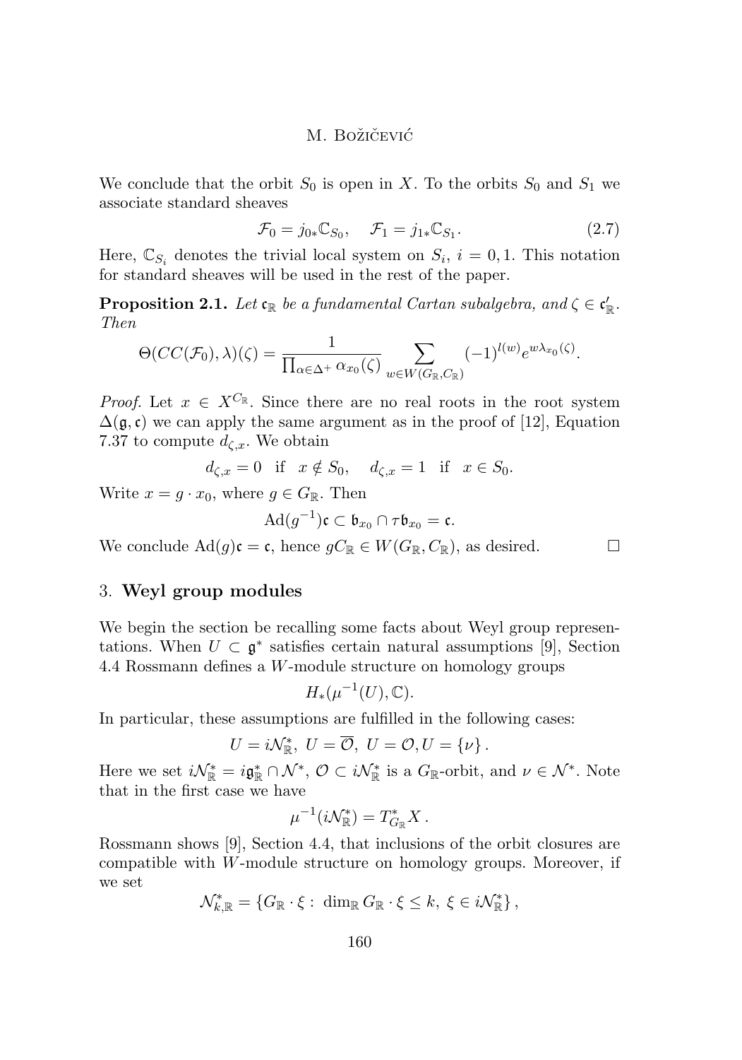We conclude that the orbit $S_0$ is open in $X$. To the orbits $S_0$ and $S_1$ we associate standard sheaves

$$\mathcal{F}_0 = j_{0*}\mathbb{C}_{S_0}, \quad \mathcal{F}_1 = j_{1*}\mathbb{C}_{S_1}. \tag{2.7}$$

Here, $\mathbb{C}_{S_i}$ denotes the trivial local system on $S_i$, $i = 0, 1$. This notation for standard sheaves will be used in the rest of the paper.

**Proposition 2.1.** *Let $\mathfrak{c}_{\mathbb{R}}$ be a fundamental Cartan subalgebra, and $\zeta \in \mathfrak{c}'_{\mathbb{R}}$. Then*

$$\Theta(CC(\mathcal{F}_0), \lambda)(\zeta) = \frac{1}{\prod_{\alpha \in \Delta^+} \alpha_{x_0}(\zeta)} \sum_{w \in W(G_{\mathbb{R}}, C_{\mathbb{R}})} (-1)^{l(w)} e^{w\lambda_{x_0}(\zeta)}.$$

*Proof.* Let $x \in X^{C_{\mathbb{R}}}$. Since there are no real roots in the root system $\Delta(\mathfrak{g}, \mathfrak{c})$ we can apply the same argument as in the proof of [12], Equation 7.37 to compute $d_{\zeta,x}$. We obtain

$$d_{\zeta,x} = 0 \quad \text{if} \quad x \notin S_0, \quad d_{\zeta,x} = 1 \quad \text{if} \quad x \in S_0.$$

Write $x = g \cdot x_0$, where $g \in G_{\mathbb{R}}$. Then

$$\mathrm{Ad}(g^{-1})\mathfrak{c} \subset \mathfrak{b}_{x_0} \cap \tau\mathfrak{b}_{x_0} = \mathfrak{c}.$$

We conclude $\mathrm{Ad}(g)\mathfrak{c} = \mathfrak{c}$, hence $gC_{\mathbb{R}} \in W(G_{\mathbb{R}}, C_{\mathbb{R}})$, as desired. $\square$

## 3. Weyl group modules

We begin the section be recalling some facts about Weyl group representations. When $U \subset \mathfrak{g}^*$ satisfies certain natural assumptions [9], Section 4.4 Rossmann defines a $W$-module structure on homology groups

$$H_*(\mu^{-1}(U), \mathbb{C}).$$

In particular, these assumptions are fulfilled in the following cases:

$$U = i\mathcal{N}^*_{\mathbb{R}}, \ U = \overline{\mathcal{O}}, \ U = \mathcal{O}, U = \{\nu\}.$$

Here we set $i\mathcal{N}^*_{\mathbb{R}} = i\mathfrak{g}^*_{\mathbb{R}} \cap \mathcal{N}^*$, $\mathcal{O} \subset i\mathcal{N}^*_{\mathbb{R}}$ is a $G_{\mathbb{R}}$-orbit, and $\nu \in \mathcal{N}^*$. Note that in the first case we have

$$\mu^{-1}(i\mathcal{N}^*_{\mathbb{R}}) = T^*_{G_{\mathbb{R}}}X.$$

Rossmann shows [9], Section 4.4, that inclusions of the orbit closures are compatible with $W$-module structure on homology groups. Moreover, if we set

$$\mathcal{N}^*_{k,\mathbb{R}} = \{G_{\mathbb{R}} \cdot \xi : \ \dim_{\mathbb{R}} G_{\mathbb{R}} \cdot \xi \leq k, \ \xi \in i\mathcal{N}^*_{\mathbb{R}}\},$$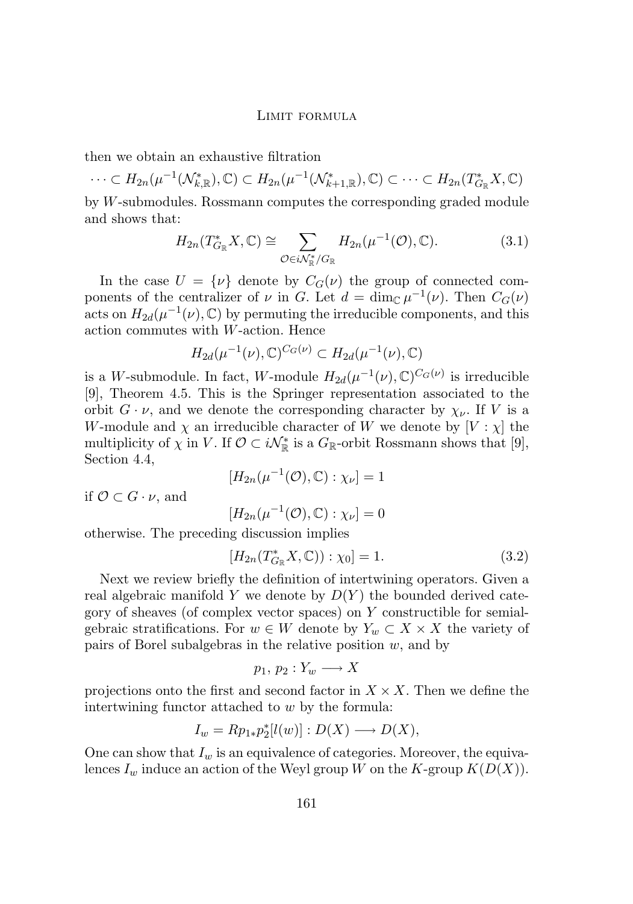then we obtain an exhaustive filtration

$$\cdots \subset H_{2n}(\mu^{-1}(\mathcal{N}^*_{k,\mathbb{R}}), \mathbb{C}) \subset H_{2n}(\mu^{-1}(\mathcal{N}^*_{k+1,\mathbb{R}}), \mathbb{C}) \subset \cdots \subset H_{2n}(T^*_{G_\mathbb{R}} X, \mathbb{C})$$

by $W$-submodules. Rossmann computes the corresponding graded module and shows that:

$$H_{2n}(T^*_{G_\mathbb{R}} X, \mathbb{C}) \cong \sum_{\mathcal{O} \in i\mathcal{N}^*_\mathbb{R}/G_\mathbb{R}} H_{2n}(\mu^{-1}(\mathcal{O}), \mathbb{C}). \tag{3.1}$$

In the case $U = \{\nu\}$ denote by $C_G(\nu)$ the group of connected components of the centralizer of $\nu$ in $G$. Let $d = \dim_\mathbb{C} \mu^{-1}(\nu)$. Then $C_G(\nu)$ acts on $H_{2d}(\mu^{-1}(\nu), \mathbb{C})$ by permuting the irreducible components, and this action commutes with $W$-action. Hence

$$H_{2d}(\mu^{-1}(\nu), \mathbb{C})^{C_G(\nu)} \subset H_{2d}(\mu^{-1}(\nu), \mathbb{C})$$

is a $W$-submodule. In fact, $W$-module $H_{2d}(\mu^{-1}(\nu), \mathbb{C})^{C_G(\nu)}$ is irreducible [9], Theorem 4.5. This is the Springer representation associated to the orbit $G \cdot \nu$, and we denote the corresponding character by $\chi_\nu$. If $V$ is a $W$-module and $\chi$ an irreducible character of $W$ we denote by $[V : \chi]$ the multiplicity of $\chi$ in $V$. If $\mathcal{O} \subset i\mathcal{N}^*_\mathbb{R}$ is a $G_\mathbb{R}$-orbit Rossmann shows that [9], Section 4.4,

$$[H_{2n}(\mu^{-1}(\mathcal{O}), \mathbb{C}) : \chi_\nu] = 1$$

if $\mathcal{O} \subset G \cdot \nu$, and

$$[H_{2n}(\mu^{-1}(\mathcal{O}), \mathbb{C}) : \chi_\nu] = 0$$

otherwise. The preceding discussion implies

$$[H_{2n}(T^*_{G_\mathbb{R}} X, \mathbb{C})) : \chi_0] = 1. \tag{3.2}$$

Next we review briefly the definition of intertwining operators. Given a real algebraic manifold $Y$ we denote by $D(Y)$ the bounded derived category of sheaves (of complex vector spaces) on $Y$ constructible for semialgebraic stratifications. For $w \in W$ denote by $Y_w \subset X \times X$ the variety of pairs of Borel subalgebras in the relative position $w$, and by

$$p_1, \, p_2 : Y_w \longrightarrow X$$

projections onto the first and second factor in $X \times X$. Then we define the intertwining functor attached to $w$ by the formula:

$$I_w = Rp_{1*}p_2^*[l(w)] : D(X) \longrightarrow D(X),$$

One can show that $I_w$ is an equivalence of categories. Moreover, the equivalences $I_w$ induce an action of the Weyl group $W$ on the $K$-group $K(D(X))$.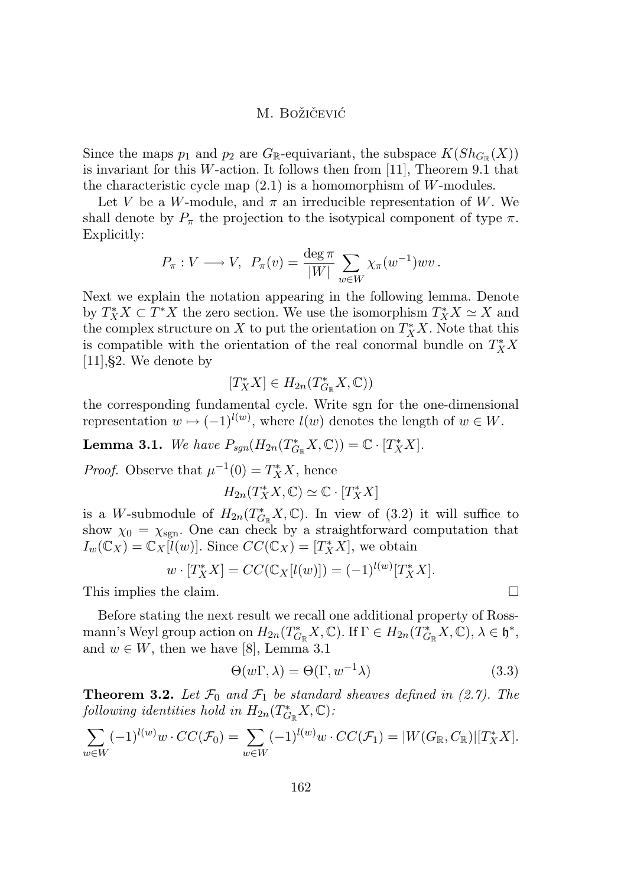Since the maps $p_1$ and $p_2$ are $G_{\mathbb{R}}$-equivariant, the subspace $K(Sh_{G_{\mathbb{R}}}(X))$ is invariant for this $W$-action. It follows then from [11], Theorem 9.1 that the characteristic cycle map (2.1) is a homomorphism of $W$-modules.

Let $V$ be a $W$-module, and $\pi$ an irreducible representation of $W$. We shall denote by $P_\pi$ the projection to the isotypical component of type $\pi$. Explicitly:

$$P_\pi : V \longrightarrow V, \;\; P_\pi(v) = \frac{\deg \pi}{|W|} \sum_{w \in W} \chi_\pi(w^{-1}) w v \,.$$

Next we explain the notation appearing in the following lemma. Denote by $T^*_X X \subset T^*X$ the zero section. We use the isomorphism $T^*_X X \simeq X$ and the complex structure on $X$ to put the orientation on $T^*_X X$. Note that this is compatible with the orientation of the real conormal bundle on $T^*_X X$ [11],§2. We denote by

$$[T^*_X X] \in H_{2n}(T^*_{G_{\mathbb{R}}} X, \mathbb{C}))$$

the corresponding fundamental cycle. Write sgn for the one-dimensional representation $w \mapsto (-1)^{l(w)}$, where $l(w)$ denotes the length of $w \in W$.

**Lemma 3.1.** *We have $P_{sgn}(H_{2n}(T^*_{G_{\mathbb{R}}} X, \mathbb{C})) = \mathbb{C} \cdot [T^*_X X]$.*

*Proof.* Observe that $\mu^{-1}(0) = T^*_X X$, hence

$$H_{2n}(T^*_X X, \mathbb{C}) \simeq \mathbb{C} \cdot [T^*_X X]$$

is a $W$-submodule of $H_{2n}(T^*_{G_{\mathbb{R}}} X, \mathbb{C})$. In view of (3.2) it will suffice to show $\chi_0 = \chi_{\rm sgn}$. One can check by a straightforward computation that $I_w(\mathbb{C}_X) = \mathbb{C}_X[l(w)]$. Since $CC(\mathbb{C}_X) = [T^*_X X]$, we obtain

$$w \cdot [T^*_X X] = CC(\mathbb{C}_X[l(w)]) = (-1)^{l(w)}[T^*_X X].$$

This implies the claim. $\square$

Before stating the next result we recall one additional property of Rossmann's Weyl group action on $H_{2n}(T^*_{G_{\mathbb{R}}} X, \mathbb{C})$. If $\Gamma \in H_{2n}(T^*_{G_{\mathbb{R}}} X, \mathbb{C})$, $\lambda \in \mathfrak{h}^*$, and $w \in W$, then we have [8], Lemma 3.1

$$\Theta(w\Gamma, \lambda) = \Theta(\Gamma, w^{-1}\lambda) \tag{3.3}$$

**Theorem 3.2.** *Let $\mathcal{F}_0$ and $\mathcal{F}_1$ be standard sheaves defined in (2.7). The following identities hold in $H_{2n}(T^*_{G_{\mathbb{R}}} X, \mathbb{C})$:*

$$\sum_{w \in W} (-1)^{l(w)} w \cdot CC(\mathcal{F}_0) = \sum_{w \in W} (-1)^{l(w)} w \cdot CC(\mathcal{F}_1) = |W(G_{\mathbb{R}}, C_{\mathbb{R}})| [T^*_X X].$$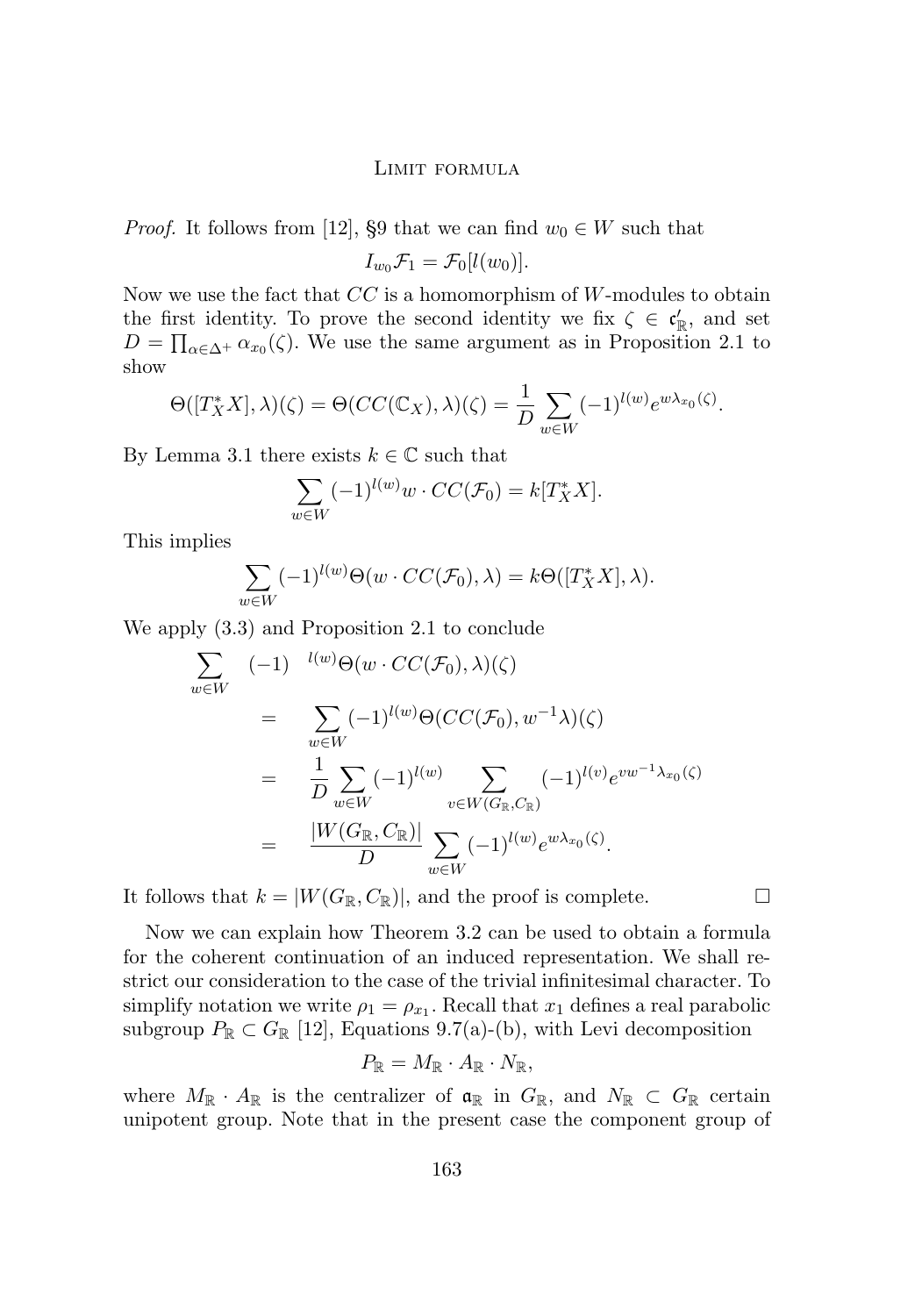*Proof.* It follows from [12], §9 that we can find $w_0 \in W$ such that

$$I_{w_0}\mathcal{F}_1 = \mathcal{F}_0[l(w_0)].$$

Now we use the fact that $CC$ is a homomorphism of $W$-modules to obtain the first identity. To prove the second identity we fix $\zeta \in \mathfrak{c}'_{\mathbb{R}}$, and set $D = \prod_{\alpha \in \Delta^+} \alpha_{x_0}(\zeta)$. We use the same argument as in Proposition 2.1 to show

$$\Theta([T_X^* X], \lambda)(\zeta) = \Theta(CC(\mathbb{C}_X), \lambda)(\zeta) = \frac{1}{D} \sum_{w \in W} (-1)^{l(w)} e^{w\lambda_{x_0}(\zeta)}.$$

By Lemma 3.1 there exists $k \in \mathbb{C}$ such that

$$\sum_{w \in W} (-1)^{l(w)} w \cdot CC(\mathcal{F}_0) = k[T_X^* X].$$

This implies

$$\sum_{w \in W} (-1)^{l(w)} \Theta(w \cdot CC(\mathcal{F}_0), \lambda) = k\Theta([T_X^* X], \lambda).$$

We apply (3.3) and Proposition 2.1 to conclude

$$\begin{aligned}
\sum_{w \in W} \quad (-1) \quad & ^{l(w)}\Theta(w \cdot CC(\mathcal{F}_0), \lambda)(\zeta) \\
&= \sum_{w \in W} (-1)^{l(w)} \Theta(CC(\mathcal{F}_0), w^{-1}\lambda)(\zeta) \\
&= \frac{1}{D} \sum_{w \in W} (-1)^{l(w)} \sum_{v \in W(G_{\mathbb{R}}, C_{\mathbb{R}})} (-1)^{l(v)} e^{vw^{-1}\lambda_{x_0}(\zeta)} \\
&= \frac{|W(G_{\mathbb{R}}, C_{\mathbb{R}})|}{D} \sum_{w \in W} (-1)^{l(w)} e^{w\lambda_{x_0}(\zeta)}.
\end{aligned}$$

It follows that $k = |W(G_{\mathbb{R}}, C_{\mathbb{R}})|$, and the proof is complete. $\square$

Now we can explain how Theorem 3.2 can be used to obtain a formula for the coherent continuation of an induced representation. We shall restrict our consideration to the case of the trivial infinitesimal character. To simplify notation we write $\rho_1 = \rho_{x_1}$. Recall that $x_1$ defines a real parabolic subgroup $P_{\mathbb{R}} \subset G_{\mathbb{R}}$ [12], Equations 9.7(a)-(b), with Levi decomposition

$$P_{\mathbb{R}} = M_{\mathbb{R}} \cdot A_{\mathbb{R}} \cdot N_{\mathbb{R}},$$

where $M_{\mathbb{R}} \cdot A_{\mathbb{R}}$ is the centralizer of $\mathfrak{a}_{\mathbb{R}}$ in $G_{\mathbb{R}}$, and $N_{\mathbb{R}} \subset G_{\mathbb{R}}$ certain unipotent group. Note that in the present case the component group of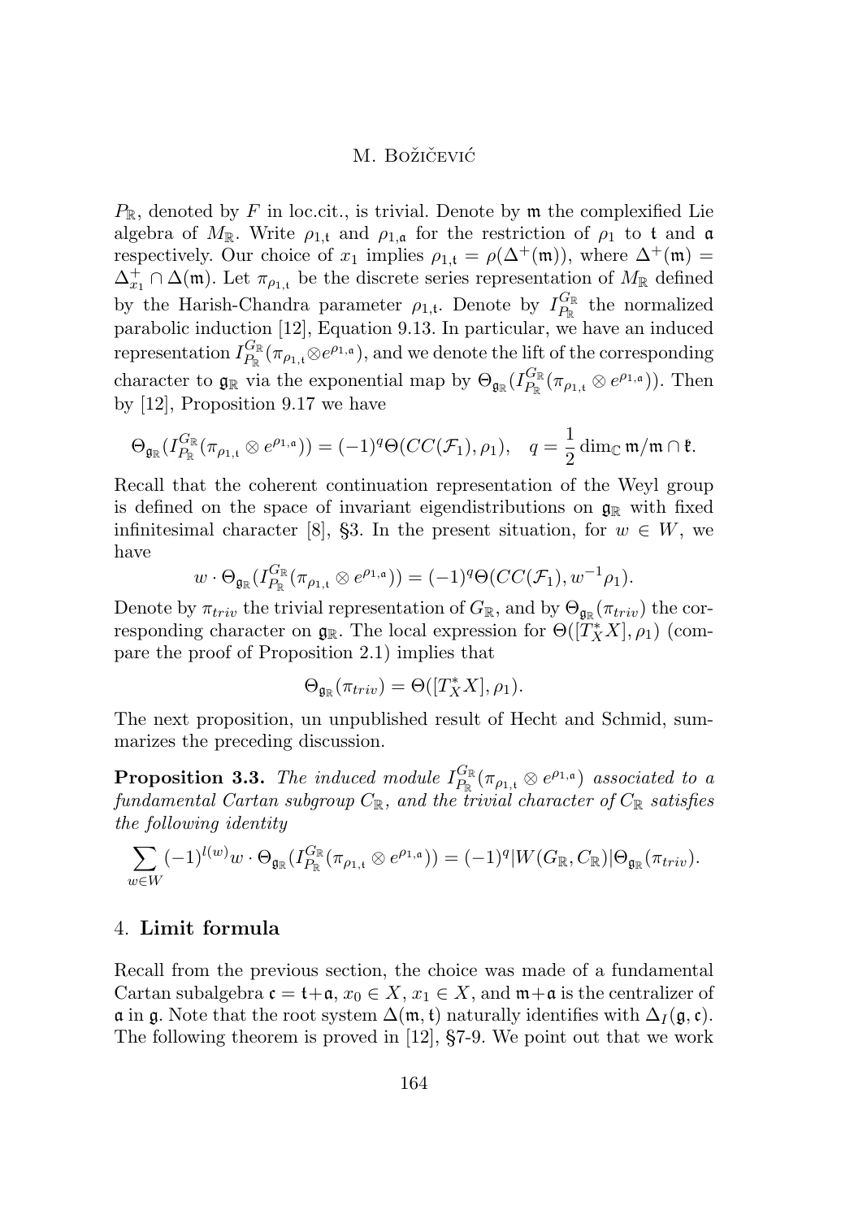$P_{\mathbb{R}}$, denoted by $F$ in loc.cit., is trivial. Denote by $\mathfrak{m}$ the complexified Lie algebra of $M_{\mathbb{R}}$. Write $\rho_{1,\mathfrak{t}}$ and $\rho_{1,\mathfrak{a}}$ for the restriction of $\rho_1$ to $\mathfrak{t}$ and $\mathfrak{a}$ respectively. Our choice of $x_1$ implies $\rho_{1,\mathfrak{t}} = \rho(\Delta^+(\mathfrak{m}))$, where $\Delta^+(\mathfrak{m}) = \Delta^+_{x_1} \cap \Delta(\mathfrak{m})$. Let $\pi_{\rho_{1,\mathfrak{t}}}$ be the discrete series representation of $M_{\mathbb{R}}$ defined by the Harish-Chandra parameter $\rho_{1,\mathfrak{t}}$. Denote by $I^{G_{\mathbb{R}}}_{P_{\mathbb{R}}}$ the normalized parabolic induction [12], Equation 9.13. In particular, we have an induced representation $I^{G_{\mathbb{R}}}_{P_{\mathbb{R}}}(\pi_{\rho_{1,\mathfrak{t}}} \otimes e^{\rho_{1,\mathfrak{a}}})$, and we denote the lift of the corresponding character to $\mathfrak{g}_{\mathbb{R}}$ via the exponential map by $\Theta_{\mathfrak{g}_{\mathbb{R}}}(I^{G_{\mathbb{R}}}_{P_{\mathbb{R}}}(\pi_{\rho_{1,\mathfrak{t}}} \otimes e^{\rho_{1,\mathfrak{a}}}))$. Then by [12], Proposition 9.17 we have

$$\Theta_{\mathfrak{g}_{\mathbb{R}}}(I^{G_{\mathbb{R}}}_{P_{\mathbb{R}}}(\pi_{\rho_{1,\mathfrak{t}}} \otimes e^{\rho_{1,\mathfrak{a}}})) = (-1)^q \Theta(CC(\mathcal{F}_1), \rho_1), \quad q = \frac{1}{2} \dim_{\mathbb{C}} \mathfrak{m}/\mathfrak{m} \cap \mathfrak{k}.$$

Recall that the coherent continuation representation of the Weyl group is defined on the space of invariant eigendistributions on $\mathfrak{g}_{\mathbb{R}}$ with fixed infinitesimal character [8], §3. In the present situation, for $w \in W$, we have

$$w \cdot \Theta_{\mathfrak{g}_{\mathbb{R}}}(I^{G_{\mathbb{R}}}_{P_{\mathbb{R}}}(\pi_{\rho_{1,\mathfrak{t}}} \otimes e^{\rho_{1,\mathfrak{a}}})) = (-1)^q \Theta(CC(\mathcal{F}_1), w^{-1}\rho_1).$$

Denote by $\pi_{triv}$ the trivial representation of $G_{\mathbb{R}}$, and by $\Theta_{\mathfrak{g}_{\mathbb{R}}}(\pi_{triv})$ the corresponding character on $\mathfrak{g}_{\mathbb{R}}$. The local expression for $\Theta([T^*_X X], \rho_1)$ (compare the proof of Proposition 2.1) implies that

$$\Theta_{\mathfrak{g}_{\mathbb{R}}}(\pi_{triv}) = \Theta([T^*_X X], \rho_1).$$

The next proposition, un unpublished result of Hecht and Schmid, summarizes the preceding discussion.

**Proposition 3.3.** *The induced module $I^{G_{\mathbb{R}}}_{P_{\mathbb{R}}}(\pi_{\rho_{1,\mathfrak{t}}} \otimes e^{\rho_{1,\mathfrak{a}}})$ associated to a fundamental Cartan subgroup $C_{\mathbb{R}}$, and the trivial character of $C_{\mathbb{R}}$ satisfies the following identity*

$$\sum_{w \in W} (-1)^{l(w)} w \cdot \Theta_{\mathfrak{g}_{\mathbb{R}}}(I^{G_{\mathbb{R}}}_{P_{\mathbb{R}}}(\pi_{\rho_{1,\mathfrak{t}}} \otimes e^{\rho_{1,\mathfrak{a}}})) = (-1)^q |W(G_{\mathbb{R}}, C_{\mathbb{R}})| \Theta_{\mathfrak{g}_{\mathbb{R}}}(\pi_{triv}).$$

## 4. Limit formula

Recall from the previous section, the choice was made of a fundamental Cartan subalgebra $\mathfrak{c} = \mathfrak{t} + \mathfrak{a}$, $x_0 \in X$, $x_1 \in X$, and $\mathfrak{m} + \mathfrak{a}$ is the centralizer of $\mathfrak{a}$ in $\mathfrak{g}$. Note that the root system $\Delta(\mathfrak{m}, \mathfrak{t})$ naturally identifies with $\Delta_I(\mathfrak{g}, \mathfrak{c})$. The following theorem is proved in [12], §7-9. We point out that we work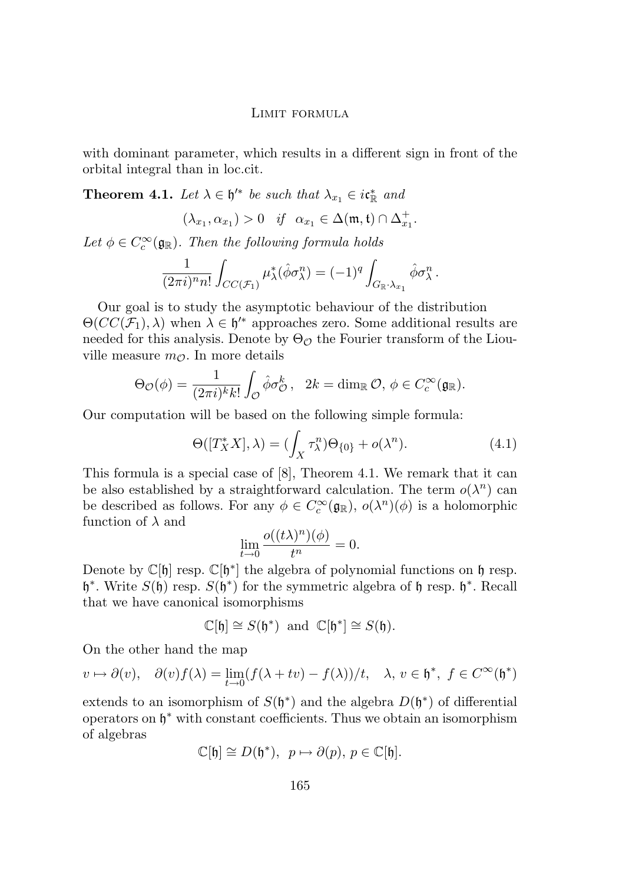with dominant parameter, which results in a different sign in front of the orbital integral than in loc.cit.

**Theorem 4.1.** *Let $\lambda \in \mathfrak{h}'^*$ be such that $\lambda_{x_1} \in i\mathfrak{c}^*_{\mathbb{R}}$ and*

$$(\lambda_{x_1}, \alpha_{x_1}) > 0 \quad \textit{if} \quad \alpha_{x_1} \in \Delta(\mathfrak{m}, \mathfrak{t}) \cap \Delta^+_{x_1}.$$

*Let $\phi \in C^\infty_c(\mathfrak{g}_{\mathbb{R}})$. Then the following formula holds*

$$\frac{1}{(2\pi i)^n n!} \int_{CC(\mathcal{F}_1)} \mu^*_\lambda(\hat{\phi}\sigma^n_\lambda) = (-1)^q \int_{G_{\mathbb{R}}\cdot\lambda_{x_1}} \hat{\phi}\sigma^n_\lambda \,.$$

Our goal is to study the asymptotic behaviour of the distribution $\Theta(CC(\mathcal{F}_1), \lambda)$ when $\lambda \in \mathfrak{h}'^*$ approaches zero. Some additional results are needed for this analysis. Denote by $\Theta_{\mathcal{O}}$ the Fourier transform of the Liouville measure $m_{\mathcal{O}}$. In more details

$$\Theta_{\mathcal{O}}(\phi) = \frac{1}{(2\pi i)^k k!} \int_{\mathcal{O}} \hat{\phi}\sigma^k_{\mathcal{O}}\,, \quad 2k = \dim_{\mathbb{R}} \mathcal{O},\ \phi \in C^\infty_c(\mathfrak{g}_{\mathbb{R}}).$$

Our computation will be based on the following simple formula:

$$\Theta([T^*_X X], \lambda) = (\int_X \tau^n_\lambda)\Theta_{\{0\}} + o(\lambda^n). \tag{4.1}$$

This formula is a special case of [8], Theorem 4.1. We remark that it can be also established by a straightforward calculation. The term $o(\lambda^n)$ can be described as follows. For any $\phi \in C^\infty_c(\mathfrak{g}_{\mathbb{R}})$, $o(\lambda^n)(\phi)$ is a holomorphic function of $\lambda$ and

$$\lim_{t\to 0} \frac{o((t\lambda)^n)(\phi)}{t^n} = 0.$$

Denote by $\mathbb{C}[\mathfrak{h}]$ resp. $\mathbb{C}[\mathfrak{h}^*]$ the algebra of polynomial functions on $\mathfrak{h}$ resp. $\mathfrak{h}^*$. Write $S(\mathfrak{h})$ resp. $S(\mathfrak{h}^*)$ for the symmetric algebra of $\mathfrak{h}$ resp. $\mathfrak{h}^*$. Recall that we have canonical isomorphisms

$$\mathbb{C}[\mathfrak{h}] \cong S(\mathfrak{h}^*) \ \text{ and } \ \mathbb{C}[\mathfrak{h}^*] \cong S(\mathfrak{h}).$$

On the other hand the map

$$v \mapsto \partial(v), \quad \partial(v)f(\lambda) = \lim_{t\to 0}(f(\lambda + tv) - f(\lambda))/t, \quad \lambda,\, v \in \mathfrak{h}^*,\ f \in C^\infty(\mathfrak{h}^*)$$

extends to an isomorphism of $S(\mathfrak{h}^*)$ and the algebra $D(\mathfrak{h}^*)$ of differential operators on $\mathfrak{h}^*$ with constant coefficients. Thus we obtain an isomorphism of algebras

$$\mathbb{C}[\mathfrak{h}] \cong D(\mathfrak{h}^*), \ \ p \mapsto \partial(p),\, p \in \mathbb{C}[\mathfrak{h}].$$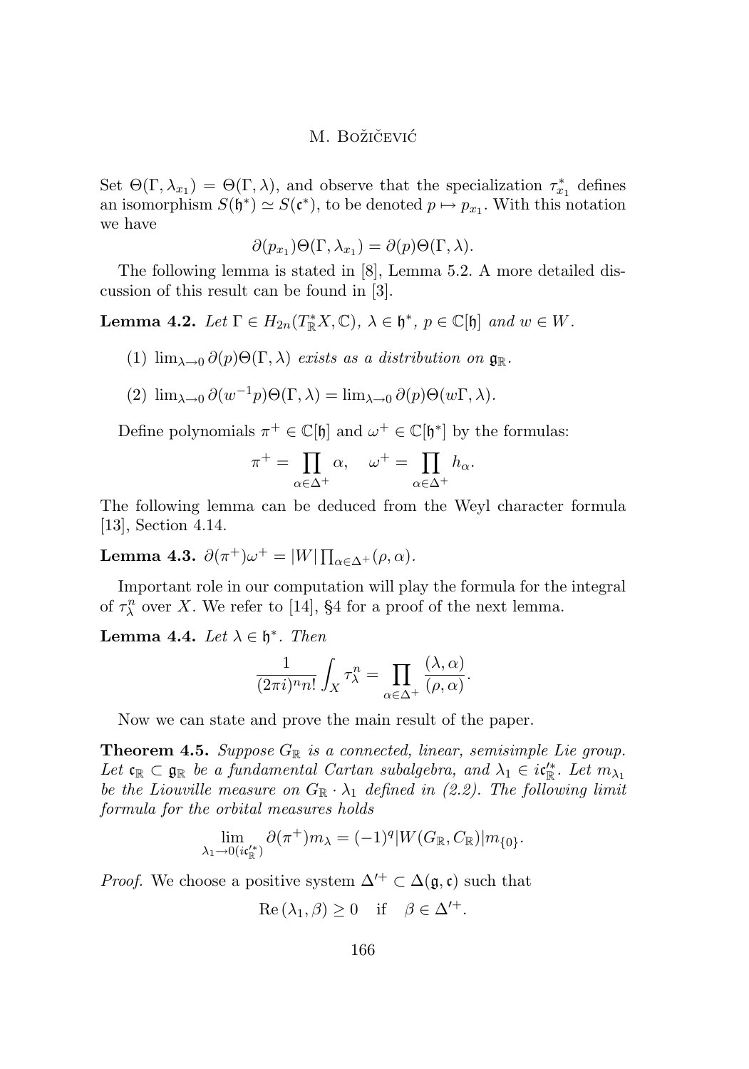Set $\Theta(\Gamma, \lambda_{x_1}) = \Theta(\Gamma, \lambda)$, and observe that the specialization $\tau^*_{x_1}$ defines an isomorphism $S(\mathfrak{h}^*) \simeq S(\mathfrak{c}^*)$, to be denoted $p \mapsto p_{x_1}$. With this notation we have

$$\partial(p_{x_1})\Theta(\Gamma, \lambda_{x_1}) = \partial(p)\Theta(\Gamma, \lambda).$$

The following lemma is stated in [8], Lemma 5.2. A more detailed discussion of this result can be found in [3].

**Lemma 4.2.** *Let $\Gamma \in H_{2n}(T^*_{\mathbb{R}}X, \mathbb{C})$, $\lambda \in \mathfrak{h}^*$, $p \in \mathbb{C}[\mathfrak{h}]$ and $w \in W$.*

(1) *$\lim_{\lambda \to 0} \partial(p)\Theta(\Gamma, \lambda)$ exists as a distribution on $\mathfrak{g}_{\mathbb{R}}$.*

(2) *$\lim_{\lambda \to 0} \partial(w^{-1}p)\Theta(\Gamma, \lambda) = \lim_{\lambda \to 0} \partial(p)\Theta(w\Gamma, \lambda)$.*

Define polynomials $\pi^+ \in \mathbb{C}[\mathfrak{h}]$ and $\omega^+ \in \mathbb{C}[\mathfrak{h}^*]$ by the formulas:

$$\pi^+ = \prod_{\alpha \in \Delta^+} \alpha, \quad \omega^+ = \prod_{\alpha \in \Delta^+} h_\alpha.$$

The following lemma can be deduced from the Weyl character formula [13], Section 4.14.

**Lemma 4.3.** $\partial(\pi^+)\omega^+ = |W| \prod_{\alpha \in \Delta^+} (\rho, \alpha)$.

Important role in our computation will play the formula for the integral of $\tau^n_\lambda$ over $X$. We refer to [14], §4 for a proof of the next lemma.

**Lemma 4.4.** *Let $\lambda \in \mathfrak{h}^*$. Then*

$$\frac{1}{(2\pi i)^n n!} \int_X \tau^n_\lambda = \prod_{\alpha \in \Delta^+} \frac{(\lambda, \alpha)}{(\rho, \alpha)}.$$

Now we can state and prove the main result of the paper.

**Theorem 4.5.** *Suppose $G_{\mathbb{R}}$ is a connected, linear, semisimple Lie group. Let $\mathfrak{c}_{\mathbb{R}} \subset \mathfrak{g}_{\mathbb{R}}$ be a fundamental Cartan subalgebra, and $\lambda_1 \in i\mathfrak{c}'^*_{\mathbb{R}}$. Let $m_{\lambda_1}$ be the Liouville measure on $G_{\mathbb{R}} \cdot \lambda_1$ defined in (2.2). The following limit formula for the orbital measures holds*

$$\lim_{\lambda_1 \to 0 (i\mathfrak{c}'^*_{\mathbb{R}})} \partial(\pi^+) m_\lambda = (-1)^q |W(G_{\mathbb{R}}, C_{\mathbb{R}})| m_{\{0\}}.$$

*Proof.* We choose a positive system $\Delta'^+ \subset \Delta(\mathfrak{g}, \mathfrak{c})$ such that

$$\operatorname{Re}(\lambda_1, \beta) \geq 0 \quad \text{if} \quad \beta \in \Delta'^+.$$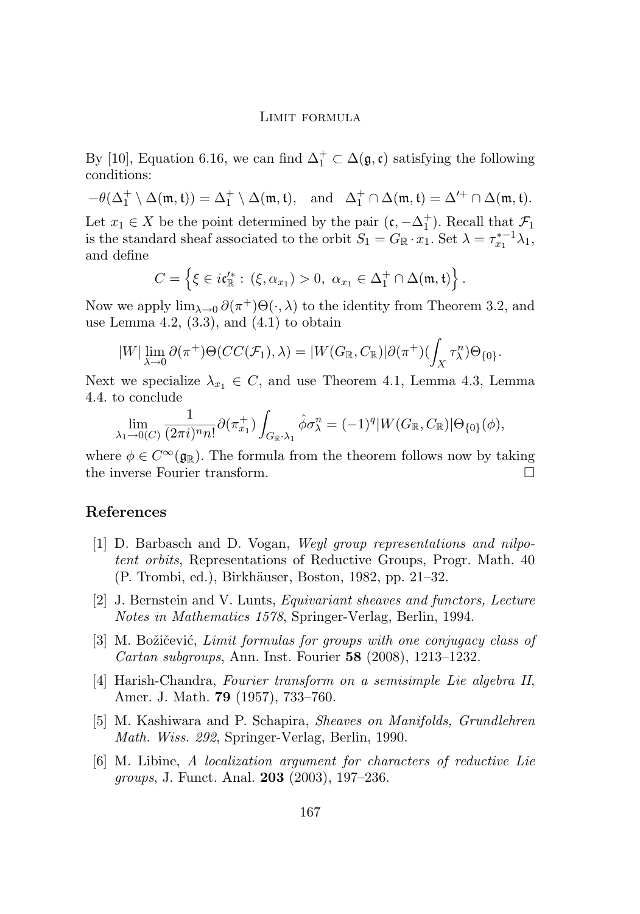By [10], Equation 6.16, we can find $\Delta_1^+ \subset \Delta(\mathfrak{g}, \mathfrak{c})$ satisfying the following conditions:

$$-\theta(\Delta_1^+ \setminus \Delta(\mathfrak{m}, \mathfrak{t})) = \Delta_1^+ \setminus \Delta(\mathfrak{m}, \mathfrak{t}), \quad \text{and} \quad \Delta_1^+ \cap \Delta(\mathfrak{m}, \mathfrak{t}) = \Delta'^+ \cap \Delta(\mathfrak{m}, \mathfrak{t}).$$

Let $x_1 \in X$ be the point determined by the pair $(\mathfrak{c}, -\Delta_1^+)$. Recall that $\mathcal{F}_1$ is the standard sheaf associated to the orbit $S_1 = G_\mathbb{R} \cdot x_1$. Set $\lambda = \tau_{x_1}^{*-1} \lambda_1$, and define

$$C = \left\{ \xi \in i\mathfrak{c}'^*_\mathbb{R} : \, (\xi, \alpha_{x_1}) > 0, \ \alpha_{x_1} \in \Delta_1^+ \cap \Delta(\mathfrak{m}, \mathfrak{t}) \right\}.$$

Now we apply $\lim_{\lambda \to 0} \partial(\pi^+) \Theta(\cdot, \lambda)$ to the identity from Theorem 3.2, and use Lemma 4.2, (3.3), and (4.1) to obtain

$$|W| \lim_{\lambda \to 0} \partial(\pi^+) \Theta(CC(\mathcal{F}_1), \lambda) = |W(G_\mathbb{R}, C_\mathbb{R})| \partial(\pi^+) (\int_X \tau_\lambda^n) \Theta_{\{0\}}.$$

Next we specialize $\lambda_{x_1} \in C$, and use Theorem 4.1, Lemma 4.3, Lemma 4.4. to conclude

$$\lim_{\lambda_1 \to 0(C)} \frac{1}{(2\pi i)^n n!} \partial(\pi_{x_1}^+) \int_{G_\mathbb{R} \cdot \lambda_1} \hat{\phi} \sigma_\lambda^n = (-1)^q |W(G_\mathbb{R}, C_\mathbb{R})| \Theta_{\{0\}}(\phi),$$

where $\phi \in C^\infty(\mathfrak{g}_\mathbb{R})$. The formula from the theorem follows now by taking the inverse Fourier transform. □

## References

[1] D. Barbasch and D. Vogan, *Weyl group representations and nilpotent orbits*, Representations of Reductive Groups, Progr. Math. 40 (P. Trombi, ed.), Birkhäuser, Boston, 1982, pp. 21–32.

[2] J. Bernstein and V. Lunts, *Equivariant sheaves and functors, Lecture Notes in Mathematics 1578*, Springer-Verlag, Berlin, 1994.

[3] M. Božičević, *Limit formulas for groups with one conjugacy class of Cartan subgroups*, Ann. Inst. Fourier **58** (2008), 1213–1232.

[4] Harish-Chandra, *Fourier transform on a semisimple Lie algebra II*, Amer. J. Math. **79** (1957), 733–760.

[5] M. Kashiwara and P. Schapira, *Sheaves on Manifolds, Grundlehren Math. Wiss. 292*, Springer-Verlag, Berlin, 1990.

[6] M. Libine, *A localization argument for characters of reductive Lie groups*, J. Funct. Anal. **203** (2003), 197–236.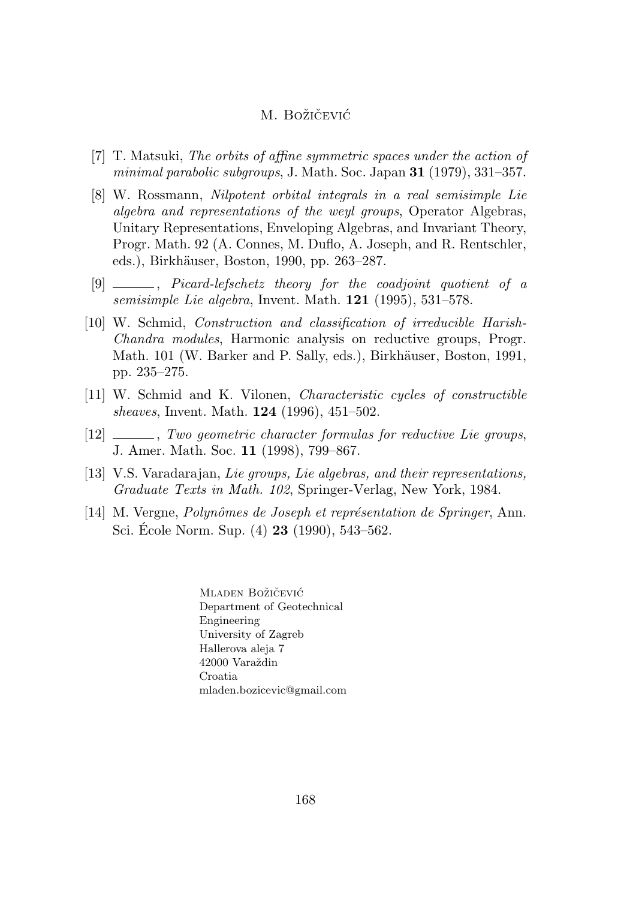[7] T. Matsuki, *The orbits of affine symmetric spaces under the action of minimal parabolic subgroups*, J. Math. Soc. Japan **31** (1979), 331–357.

[8] W. Rossmann, *Nilpotent orbital integrals in a real semisimple Lie algebra and representations of the weyl groups*, Operator Algebras, Unitary Representations, Enveloping Algebras, and Invariant Theory, Progr. Math. 92 (A. Connes, M. Duflo, A. Joseph, and R. Rentschler, eds.), Birkhäuser, Boston, 1990, pp. 263–287.

[9] ———, *Picard-lefschetz theory for the coadjoint quotient of a semisimple Lie algebra*, Invent. Math. **121** (1995), 531–578.

[10] W. Schmid, *Construction and classification of irreducible Harish-Chandra modules*, Harmonic analysis on reductive groups, Progr. Math. 101 (W. Barker and P. Sally, eds.), Birkhäuser, Boston, 1991, pp. 235–275.

[11] W. Schmid and K. Vilonen, *Characteristic cycles of constructible sheaves*, Invent. Math. **124** (1996), 451–502.

[12] ———, *Two geometric character formulas for reductive Lie groups*, J. Amer. Math. Soc. **11** (1998), 799–867.

[13] V.S. Varadarajan, *Lie groups, Lie algebras, and their representations, Graduate Texts in Math. 102*, Springer-Verlag, New York, 1984.

[14] M. Vergne, *Polynômes de Joseph et représentation de Springer*, Ann. Sci. École Norm. Sup. (4) **23** (1990), 543–562.

Mladen Božičević
Department of Geotechnical Engineering
University of Zagreb
Hallerova aleja 7
42000 Varaždin
Croatia
mladen.bozicevic@gmail.com